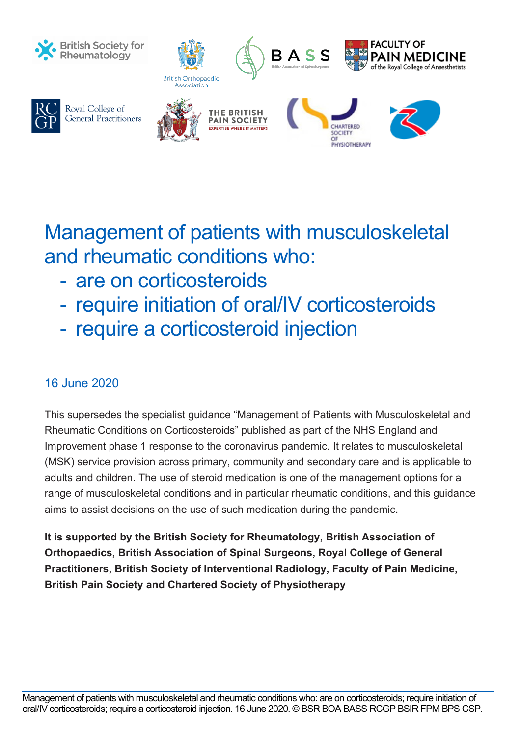# Management of patients with musculoskeletal and rheumatic conditions who:

- are on corticosteroids
- require initiation of oral/IV corticosteroids
- require a corticosteroid injection

16 June 2020

This supersedes the specialist guidance "Management of Patients with Musculoskeletal and Rheumatic Conditions on Corticosteroids" published as part of the NHS England and Improvement phase 1 response to the coronavirus pandemic. It relates to musculoskeletal (MSK) service provision across primary, community and secondary care and is applicable to adults and children. The use of steroid medication is one of the management options for a range of musculoskeletal conditions and in particular rheumatic conditions, and this guidance aims to assist decisions on the use of such medication during the pandemic.

**It is supported by the British Society for Rheumatology, British Association of Orthopaedics, British Association of Spinal Surgeons, Royal College of General Practitioners, British Society of Interventional Radiology, Faculty of Pain Medicine, British Pain Society and Chartered Society of Physiotherapy**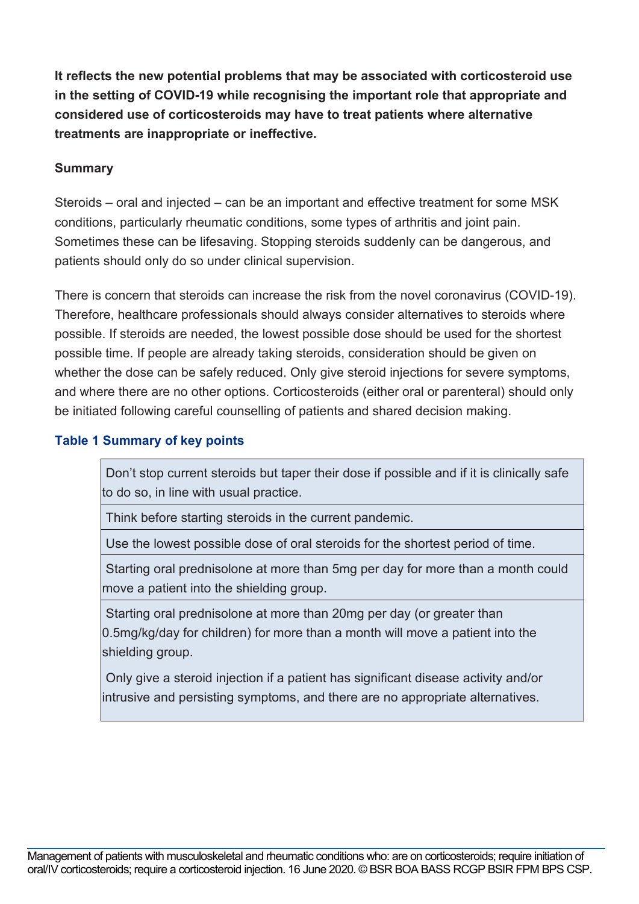**It reflects the new potential problems that may be associated with corticosteroid use in the setting of COVID-19 while recognising the important role that appropriate and considered use of corticosteroids may have to treat patients where alternative treatments are inappropriate or ineffective.**

**Summary**

Steroids – oral and injected – can be an important and effective treatment for some MSK conditions, particularly rheumatic conditions, some types of arthritis and joint pain. Sometimes these can be lifesaving. Stopping steroids suddenly can be dangerous, and patients should only do so under clinical supervision.

There is concern that steroids can increase the risk from the novel coronavirus (COVID-19). Therefore, healthcare professionals should always consider alternatives to steroids where possible. If steroids are needed, the lowest possible dose should be used for the shortest possible time. If people are already taking steroids, consideration should be given on whether the dose can be safely reduced. Only give steroid injections for severe symptoms, and where there are no other options. Corticosteroids (either oral or parenteral) should only be initiated following careful counselling of patients and shared decision making.

**Table 1 Summary of key points**

| |
|---|
| Don't stop current steroids but taper their dose if possible and if it is clinically safe to do so, in line with usual practice. |
| Think before starting steroids in the current pandemic. |
| Use the lowest possible dose of oral steroids for the shortest period of time. |
| Starting oral prednisolone at more than 5mg per day for more than a month could move a patient into the shielding group. |
| Starting oral prednisolone at more than 20mg per day (or greater than 0.5mg/kg/day for children) for more than a month will move a patient into the shielding group.<br><br>Only give a steroid injection if a patient has significant disease activity and/or intrusive and persisting symptoms, and there are no appropriate alternatives. |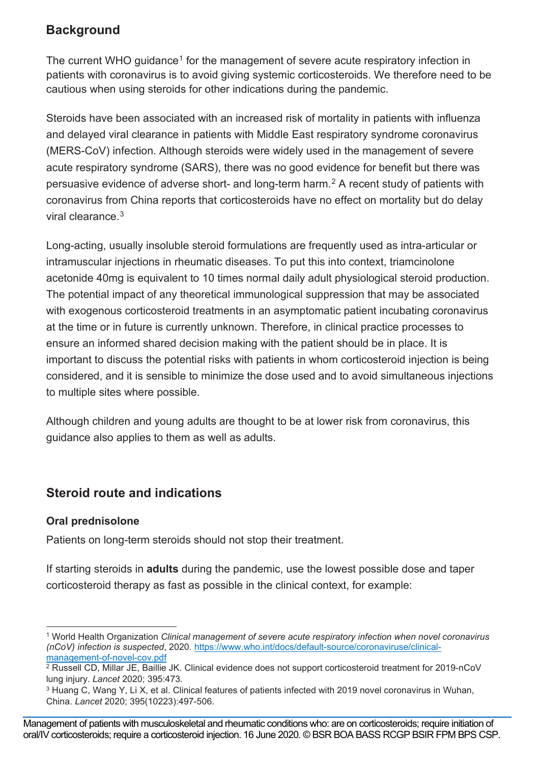## Background

The current WHO guidance[1] for the management of severe acute respiratory infection in patients with coronavirus is to avoid giving systemic corticosteroids. We therefore need to be cautious when using steroids for other indications during the pandemic.

Steroids have been associated with an increased risk of mortality in patients with influenza and delayed viral clearance in patients with Middle East respiratory syndrome coronavirus (MERS-CoV) infection. Although steroids were widely used in the management of severe acute respiratory syndrome (SARS), there was no good evidence for benefit but there was persuasive evidence of adverse short- and long-term harm.[2] A recent study of patients with coronavirus from China reports that corticosteroids have no effect on mortality but do delay viral clearance.[3]

Long-acting, usually insoluble steroid formulations are frequently used as intra-articular or intramuscular injections in rheumatic diseases. To put this into context, triamcinolone acetonide 40mg is equivalent to 10 times normal daily adult physiological steroid production. The potential impact of any theoretical immunological suppression that may be associated with exogenous corticosteroid treatments in an asymptomatic patient incubating coronavirus at the time or in future is currently unknown. Therefore, in clinical practice processes to ensure an informed shared decision making with the patient should be in place. It is important to discuss the potential risks with patients in whom corticosteroid injection is being considered, and it is sensible to minimize the dose used and to avoid simultaneous injections to multiple sites where possible.

Although children and young adults are thought to be at lower risk from coronavirus, this guidance also applies to them as well as adults.

## Steroid route and indications

### Oral prednisolone

Patients on long-term steroids should not stop their treatment.

If starting steroids in **adults** during the pandemic, use the lowest possible dose and taper corticosteroid therapy as fast as possible in the clinical context, for example:

---

[1] World Health Organization *Clinical management of severe acute respiratory infection when novel coronavirus (nCoV) infection is suspected*, 2020. https://www.who.int/docs/default-source/coronaviruse/clinical-management-of-novel-cov.pdf

[2] Russell CD, Millar JE, Baillie JK. Clinical evidence does not support corticosteroid treatment for 2019-nCoV lung injury. *Lancet* 2020; 395:473.

[3] Huang C, Wang Y, Li X, et al. Clinical features of patients infected with 2019 novel coronavirus in Wuhan, China. *Lancet* 2020; 395(10223):497-506.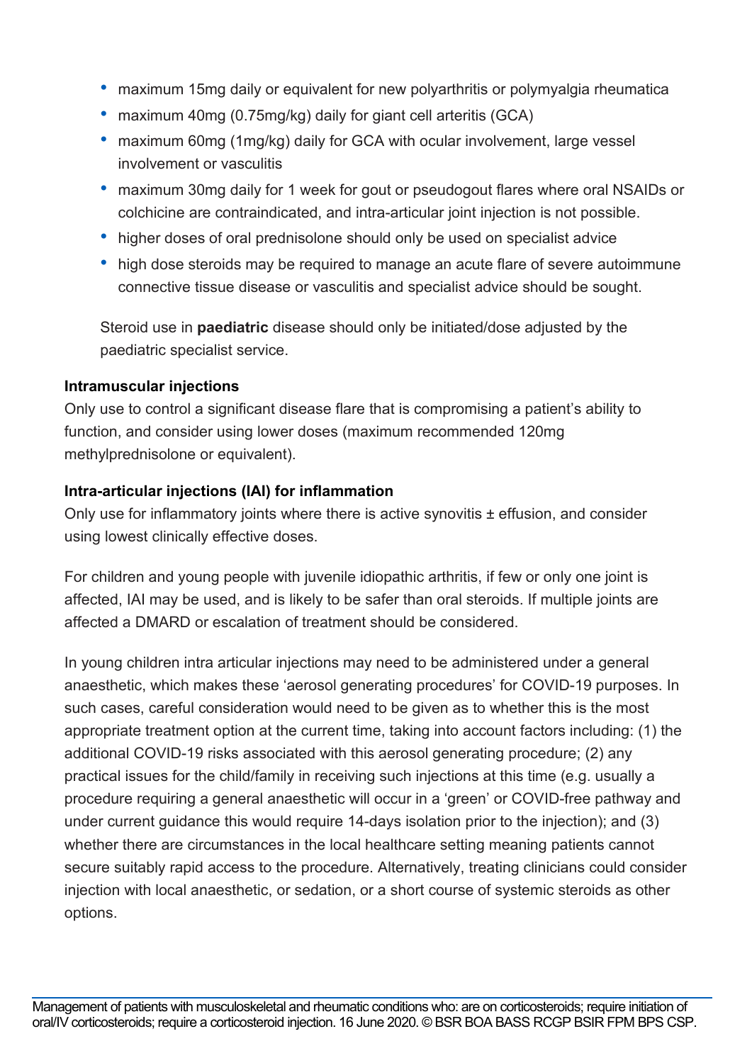- maximum 15mg daily or equivalent for new polyarthritis or polymyalgia rheumatica
- maximum 40mg (0.75mg/kg) daily for giant cell arteritis (GCA)
- maximum 60mg (1mg/kg) daily for GCA with ocular involvement, large vessel involvement or vasculitis
- maximum 30mg daily for 1 week for gout or pseudogout flares where oral NSAIDs or colchicine are contraindicated, and intra-articular joint injection is not possible.
- higher doses of oral prednisolone should only be used on specialist advice
- high dose steroids may be required to manage an acute flare of severe autoimmune connective tissue disease or vasculitis and specialist advice should be sought.

Steroid use in **paediatric** disease should only be initiated/dose adjusted by the paediatric specialist service.

**Intramuscular injections**

Only use to control a significant disease flare that is compromising a patient's ability to function, and consider using lower doses (maximum recommended 120mg methylprednisolone or equivalent).

**Intra-articular injections (IAI) for inflammation**

Only use for inflammatory joints where there is active synovitis ± effusion, and consider using lowest clinically effective doses.

For children and young people with juvenile idiopathic arthritis, if few or only one joint is affected, IAI may be used, and is likely to be safer than oral steroids. If multiple joints are affected a DMARD or escalation of treatment should be considered.

In young children intra articular injections may need to be administered under a general anaesthetic, which makes these 'aerosol generating procedures' for COVID-19 purposes. In such cases, careful consideration would need to be given as to whether this is the most appropriate treatment option at the current time, taking into account factors including: (1) the additional COVID-19 risks associated with this aerosol generating procedure; (2) any practical issues for the child/family in receiving such injections at this time (e.g. usually a procedure requiring a general anaesthetic will occur in a 'green' or COVID-free pathway and under current guidance this would require 14-days isolation prior to the injection); and (3) whether there are circumstances in the local healthcare setting meaning patients cannot secure suitably rapid access to the procedure. Alternatively, treating clinicians could consider injection with local anaesthetic, or sedation, or a short course of systemic steroids as other options.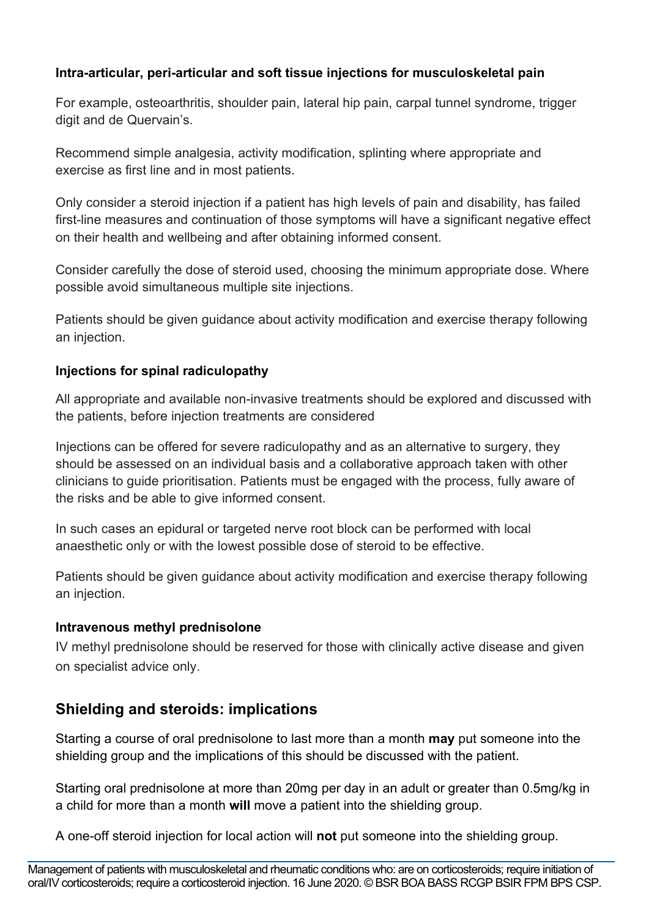### Intra-articular, peri-articular and soft tissue injections for musculoskeletal pain

For example, osteoarthritis, shoulder pain, lateral hip pain, carpal tunnel syndrome, trigger digit and de Quervain's.

Recommend simple analgesia, activity modification, splinting where appropriate and exercise as first line and in most patients.

Only consider a steroid injection if a patient has high levels of pain and disability, has failed first-line measures and continuation of those symptoms will have a significant negative effect on their health and wellbeing and after obtaining informed consent.

Consider carefully the dose of steroid used, choosing the minimum appropriate dose. Where possible avoid simultaneous multiple site injections.

Patients should be given guidance about activity modification and exercise therapy following an injection.

### Injections for spinal radiculopathy

All appropriate and available non-invasive treatments should be explored and discussed with the patients, before injection treatments are considered

Injections can be offered for severe radiculopathy and as an alternative to surgery, they should be assessed on an individual basis and a collaborative approach taken with other clinicians to guide prioritisation. Patients must be engaged with the process, fully aware of the risks and be able to give informed consent.

In such cases an epidural or targeted nerve root block can be performed with local anaesthetic only or with the lowest possible dose of steroid to be effective.

Patients should be given guidance about activity modification and exercise therapy following an injection.

### Intravenous methyl prednisolone

IV methyl prednisolone should be reserved for those with clinically active disease and given on specialist advice only.

## Shielding and steroids: implications

Starting a course of oral prednisolone to last more than a month **may** put someone into the shielding group and the implications of this should be discussed with the patient.

Starting oral prednisolone at more than 20mg per day in an adult or greater than 0.5mg/kg in a child for more than a month **will** move a patient into the shielding group.

A one-off steroid injection for local action will **not** put someone into the shielding group.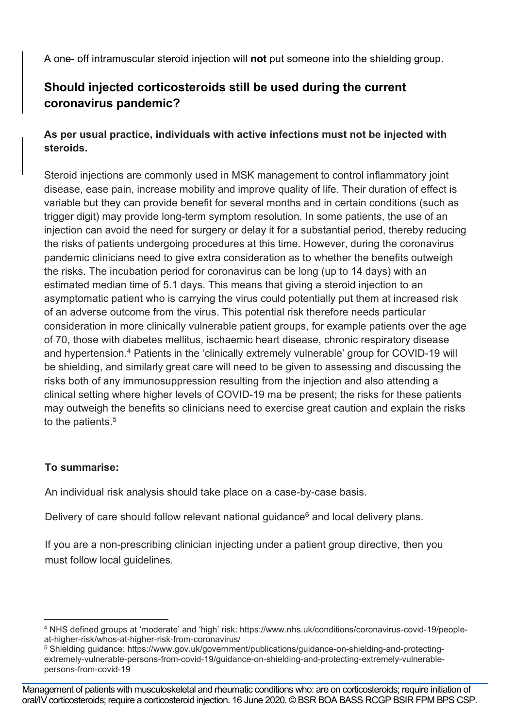A one- off intramuscular steroid injection will **not** put someone into the shielding group.

## Should injected corticosteroids still be used during the current coronavirus pandemic?

**As per usual practice, individuals with active infections must not be injected with steroids.**

Steroid injections are commonly used in MSK management to control inflammatory joint disease, ease pain, increase mobility and improve quality of life. Their duration of effect is variable but they can provide benefit for several months and in certain conditions (such as trigger digit) may provide long-term symptom resolution. In some patients, the use of an injection can avoid the need for surgery or delay it for a substantial period, thereby reducing the risks of patients undergoing procedures at this time. However, during the coronavirus pandemic clinicians need to give extra consideration as to whether the benefits outweigh the risks. The incubation period for coronavirus can be long (up to 14 days) with an estimated median time of 5.1 days. This means that giving a steroid injection to an asymptomatic patient who is carrying the virus could potentially put them at increased risk of an adverse outcome from the virus. This potential risk therefore needs particular consideration in more clinically vulnerable patient groups, for example patients over the age of 70, those with diabetes mellitus, ischaemic heart disease, chronic respiratory disease and hypertension.[4] Patients in the 'clinically extremely vulnerable' group for COVID-19 will be shielding, and similarly great care will need to be given to assessing and discussing the risks both of any immunosuppression resulting from the injection and also attending a clinical setting where higher levels of COVID-19 ma be present; the risks for these patients may outweigh the benefits so clinicians need to exercise great caution and explain the risks to the patients.[5]

**To summarise:**

An individual risk analysis should take place on a case-by-case basis.

Delivery of care should follow relevant national guidance[6] and local delivery plans.

If you are a non-prescribing clinician injecting under a patient group directive, then you must follow local guidelines.

---

[4] NHS defined groups at 'moderate' and 'high' risk: https://www.nhs.uk/conditions/coronavirus-covid-19/people-at-higher-risk/whos-at-higher-risk-from-coronavirus/

[5] Shielding guidance: https://www.gov.uk/government/publications/guidance-on-shielding-and-protecting-extremely-vulnerable-persons-from-covid-19/guidance-on-shielding-and-protecting-extremely-vulnerable-persons-from-covid-19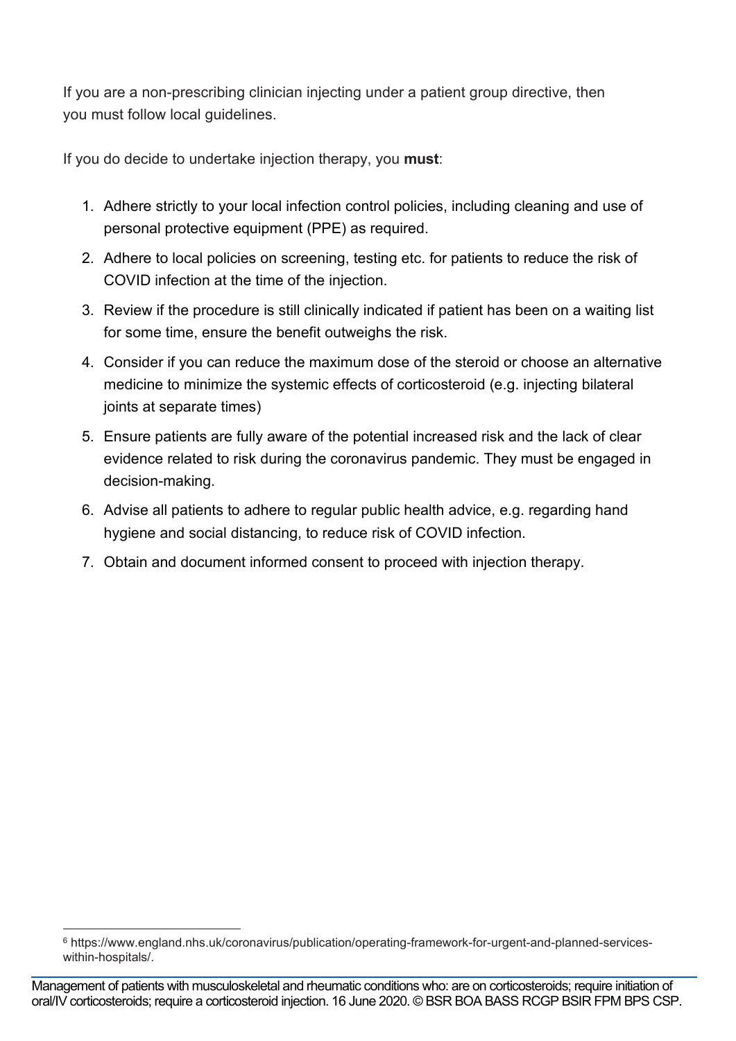If you are a non-prescribing clinician injecting under a patient group directive, then you must follow local guidelines.

If you do decide to undertake injection therapy, you **must**:

1. Adhere strictly to your local infection control policies, including cleaning and use of personal protective equipment (PPE) as required.
2. Adhere to local policies on screening, testing etc. for patients to reduce the risk of COVID infection at the time of the injection.
3. Review if the procedure is still clinically indicated if patient has been on a waiting list for some time, ensure the benefit outweighs the risk.
4. Consider if you can reduce the maximum dose of the steroid or choose an alternative medicine to minimize the systemic effects of corticosteroid (e.g. injecting bilateral joints at separate times)
5. Ensure patients are fully aware of the potential increased risk and the lack of clear evidence related to risk during the coronavirus pandemic. They must be engaged in decision-making.
6. Advise all patients to adhere to regular public health advice, e.g. regarding hand hygiene and social distancing, to reduce risk of COVID infection.
7. Obtain and document informed consent to proceed with injection therapy.

[6] https://www.england.nhs.uk/coronavirus/publication/operating-framework-for-urgent-and-planned-services-within-hospitals/.